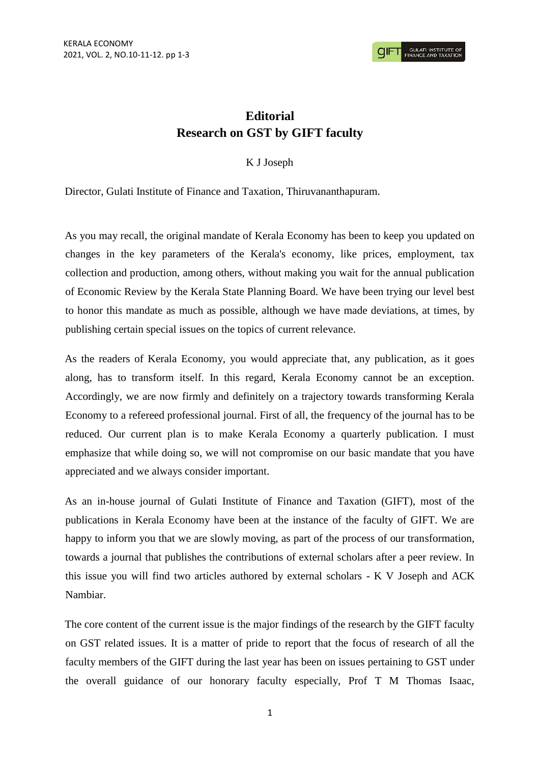# Editorial
# Research on GST by GIFT faculty

K J Joseph

Director, Gulati Institute of Finance and Taxation, Thiruvananthapuram.

As you may recall, the original mandate of Kerala Economy has been to keep you updated on changes in the key parameters of the Kerala's economy, like prices, employment, tax collection and production, among others, without making you wait for the annual publication of Economic Review by the Kerala State Planning Board. We have been trying our level best to honor this mandate as much as possible, although we have made deviations, at times, by publishing certain special issues on the topics of current relevance.

As the readers of Kerala Economy, you would appreciate that, any publication, as it goes along, has to transform itself. In this regard, Kerala Economy cannot be an exception. Accordingly, we are now firmly and definitely on a trajectory towards transforming Kerala Economy to a refereed professional journal. First of all, the frequency of the journal has to be reduced. Our current plan is to make Kerala Economy a quarterly publication. I must emphasize that while doing so, we will not compromise on our basic mandate that you have appreciated and we always consider important.

As an in-house journal of Gulati Institute of Finance and Taxation (GIFT), most of the publications in Kerala Economy have been at the instance of the faculty of GIFT. We are happy to inform you that we are slowly moving, as part of the process of our transformation, towards a journal that publishes the contributions of external scholars after a peer review. In this issue you will find two articles authored by external scholars - K V Joseph and ACK Nambiar.

The core content of the current issue is the major findings of the research by the GIFT faculty on GST related issues. It is a matter of pride to report that the focus of research of all the faculty members of the GIFT during the last year has been on issues pertaining to GST under the overall guidance of our honorary faculty especially, Prof T M Thomas Isaac,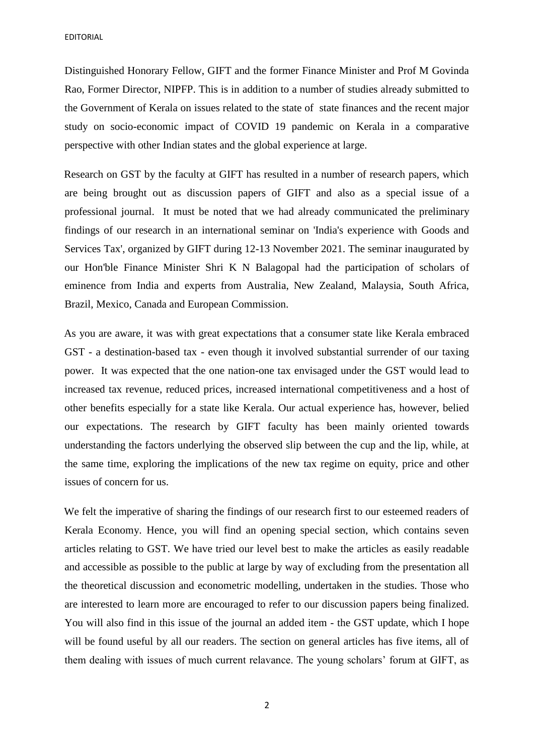Distinguished Honorary Fellow, GIFT and the former Finance Minister and Prof M Govinda Rao, Former Director, NIPFP. This is in addition to a number of studies already submitted to the Government of Kerala on issues related to the state of state finances and the recent major study on socio-economic impact of COVID 19 pandemic on Kerala in a comparative perspective with other Indian states and the global experience at large.

Research on GST by the faculty at GIFT has resulted in a number of research papers, which are being brought out as discussion papers of GIFT and also as a special issue of a professional journal. It must be noted that we had already communicated the preliminary findings of our research in an international seminar on 'India's experience with Goods and Services Tax', organized by GIFT during 12-13 November 2021. The seminar inaugurated by our Hon'ble Finance Minister Shri K N Balagopal had the participation of scholars of eminence from India and experts from Australia, New Zealand, Malaysia, South Africa, Brazil, Mexico, Canada and European Commission.

As you are aware, it was with great expectations that a consumer state like Kerala embraced GST - a destination-based tax - even though it involved substantial surrender of our taxing power. It was expected that the one nation-one tax envisaged under the GST would lead to increased tax revenue, reduced prices, increased international competitiveness and a host of other benefits especially for a state like Kerala. Our actual experience has, however, belied our expectations. The research by GIFT faculty has been mainly oriented towards understanding the factors underlying the observed slip between the cup and the lip, while, at the same time, exploring the implications of the new tax regime on equity, price and other issues of concern for us.

We felt the imperative of sharing the findings of our research first to our esteemed readers of Kerala Economy. Hence, you will find an opening special section, which contains seven articles relating to GST. We have tried our level best to make the articles as easily readable and accessible as possible to the public at large by way of excluding from the presentation all the theoretical discussion and econometric modelling, undertaken in the studies. Those who are interested to learn more are encouraged to refer to our discussion papers being finalized. You will also find in this issue of the journal an added item - the GST update, which I hope will be found useful by all our readers. The section on general articles has five items, all of them dealing with issues of much current relavance. The young scholars' forum at GIFT, as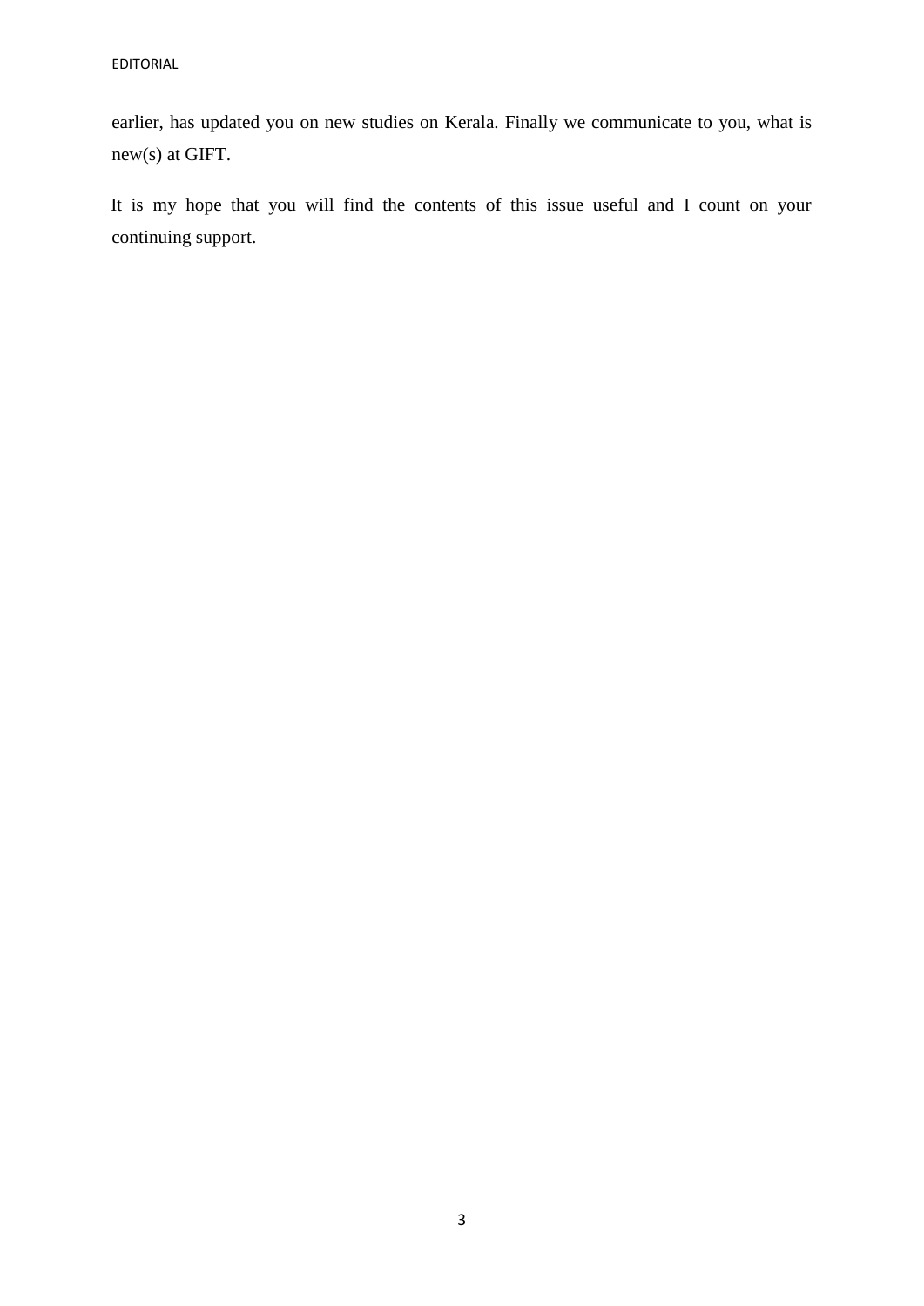earlier, has updated you on new studies on Kerala. Finally we communicate to you, what is new(s) at GIFT.

It is my hope that you will find the contents of this issue useful and I count on your continuing support.